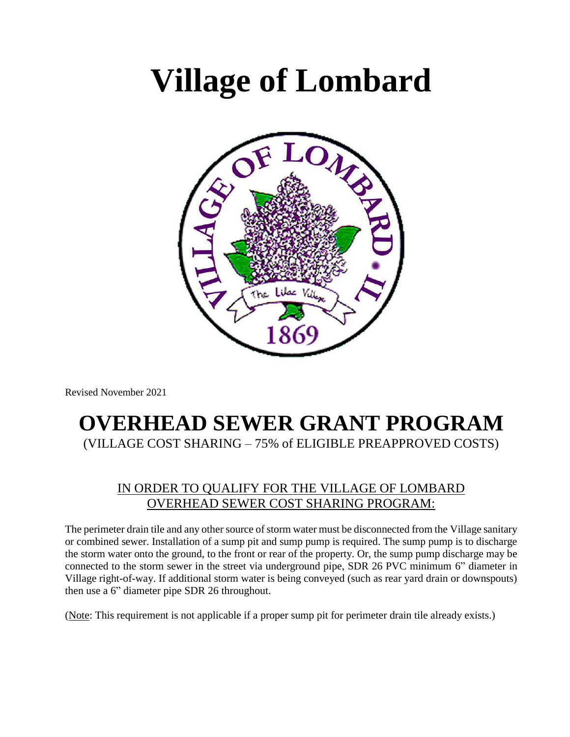# Village of Lombard

Revised November 2021

# OVERHEAD SEWER GRANT PROGRAM

(VILLAGE COST SHARING – 75% of ELIGIBLE PREAPPROVED COSTS)

## IN ORDER TO QUALIFY FOR THE VILLAGE OF LOMBARD OVERHEAD SEWER COST SHARING PROGRAM:

The perimeter drain tile and any other source of storm water must be disconnected from the Village sanitary or combined sewer. Installation of a sump pit and sump pump is required. The sump pump is to discharge the storm water onto the ground, to the front or rear of the property. Or, the sump pump discharge may be connected to the storm sewer in the street via underground pipe, SDR 26 PVC minimum 6" diameter in Village right-of-way. If additional storm water is being conveyed (such as rear yard drain or downspouts) then use a 6" diameter pipe SDR 26 throughout.

(Note: This requirement is not applicable if a proper sump pit for perimeter drain tile already exists.)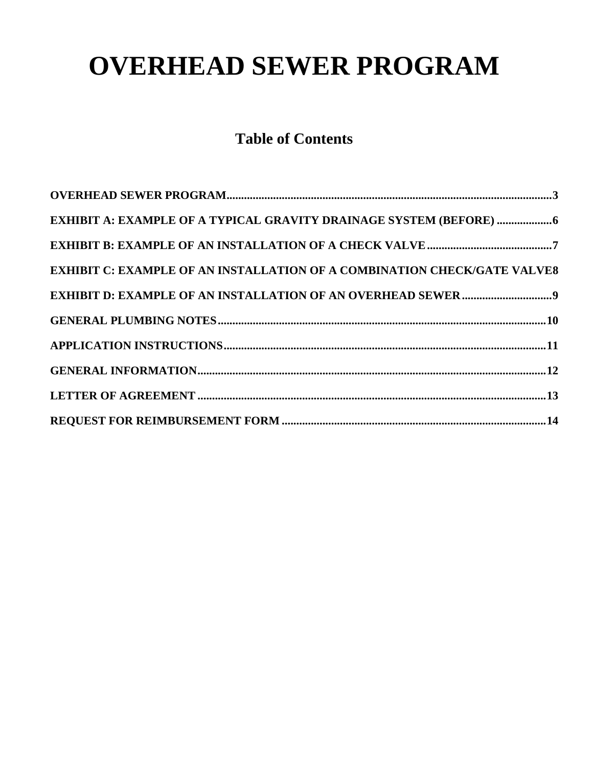# OVERHEAD SEWER PROGRAM

## Table of Contents

**OVERHEAD SEWER PROGRAM.................................................................................................................3**

**EXHIBIT A: EXAMPLE OF A TYPICAL GRAVITY DRAINAGE SYSTEM (BEFORE) ..................6**

**EXHIBIT B: EXAMPLE OF AN INSTALLATION OF A CHECK VALVE...........................................7**

**EXHIBIT C: EXAMPLE OF AN INSTALLATION OF A COMBINATION CHECK/GATE VALVE8**

**EXHIBIT D: EXAMPLE OF AN INSTALLATION OF AN OVERHEAD SEWER...............................9**

**GENERAL PLUMBING NOTES.................................................................................................................10**

**APPLICATION INSTRUCTIONS..............................................................................................................11**

**GENERAL INFORMATION........................................................................................................................12**

**LETTER OF AGREEMENT........................................................................................................................13**

**REQUEST FOR REIMBURSEMENT FORM...........................................................................................14**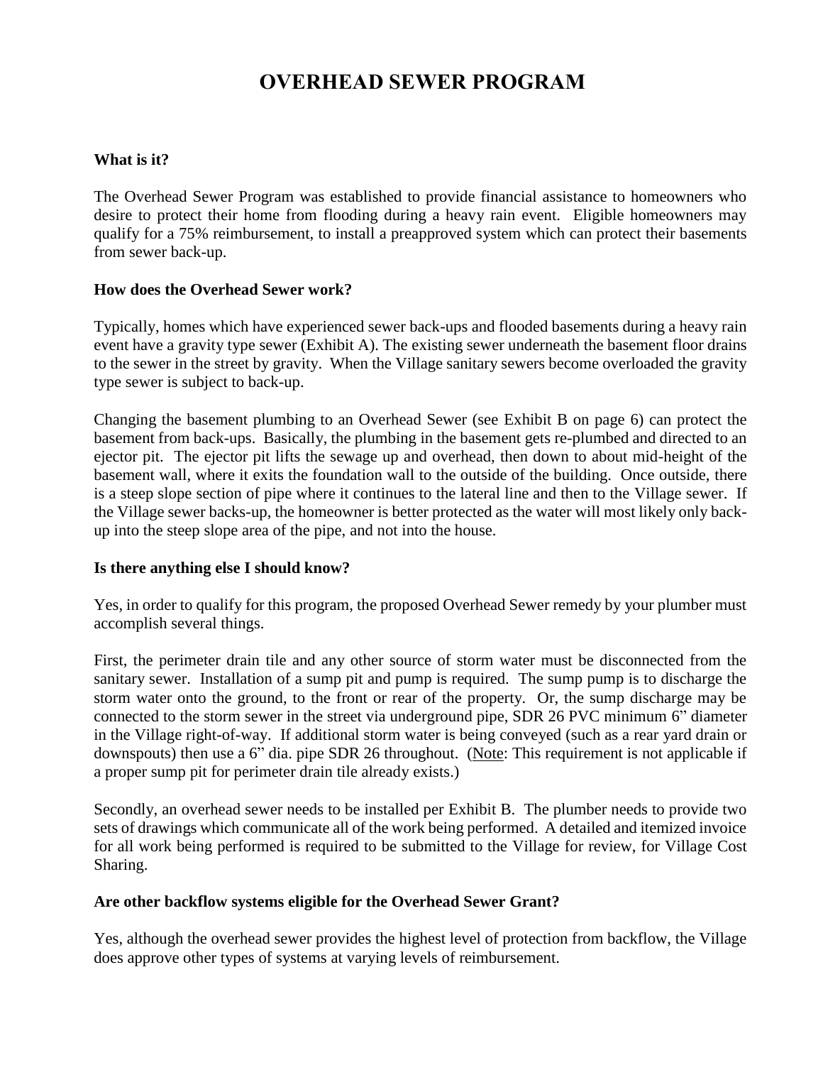# OVERHEAD SEWER PROGRAM

**What is it?**

The Overhead Sewer Program was established to provide financial assistance to homeowners who desire to protect their home from flooding during a heavy rain event. Eligible homeowners may qualify for a 75% reimbursement, to install a preapproved system which can protect their basements from sewer back-up.

**How does the Overhead Sewer work?**

Typically, homes which have experienced sewer back-ups and flooded basements during a heavy rain event have a gravity type sewer (Exhibit A). The existing sewer underneath the basement floor drains to the sewer in the street by gravity. When the Village sanitary sewers become overloaded the gravity type sewer is subject to back-up.

Changing the basement plumbing to an Overhead Sewer (see Exhibit B on page 6) can protect the basement from back-ups. Basically, the plumbing in the basement gets re-plumbed and directed to an ejector pit. The ejector pit lifts the sewage up and overhead, then down to about mid-height of the basement wall, where it exits the foundation wall to the outside of the building. Once outside, there is a steep slope section of pipe where it continues to the lateral line and then to the Village sewer. If the Village sewer backs-up, the homeowner is better protected as the water will most likely only back-up into the steep slope area of the pipe, and not into the house.

**Is there anything else I should know?**

Yes, in order to qualify for this program, the proposed Overhead Sewer remedy by your plumber must accomplish several things.

First, the perimeter drain tile and any other source of storm water must be disconnected from the sanitary sewer. Installation of a sump pit and pump is required. The sump pump is to discharge the storm water onto the ground, to the front or rear of the property. Or, the sump discharge may be connected to the storm sewer in the street via underground pipe, SDR 26 PVC minimum 6" diameter in the Village right-of-way. If additional storm water is being conveyed (such as a rear yard drain or downspouts) then use a 6" dia. pipe SDR 26 throughout. (Note: This requirement is not applicable if a proper sump pit for perimeter drain tile already exists.)

Secondly, an overhead sewer needs to be installed per Exhibit B. The plumber needs to provide two sets of drawings which communicate all of the work being performed. A detailed and itemized invoice for all work being performed is required to be submitted to the Village for review, for Village Cost Sharing.

**Are other backflow systems eligible for the Overhead Sewer Grant?**

Yes, although the overhead sewer provides the highest level of protection from backflow, the Village does approve other types of systems at varying levels of reimbursement.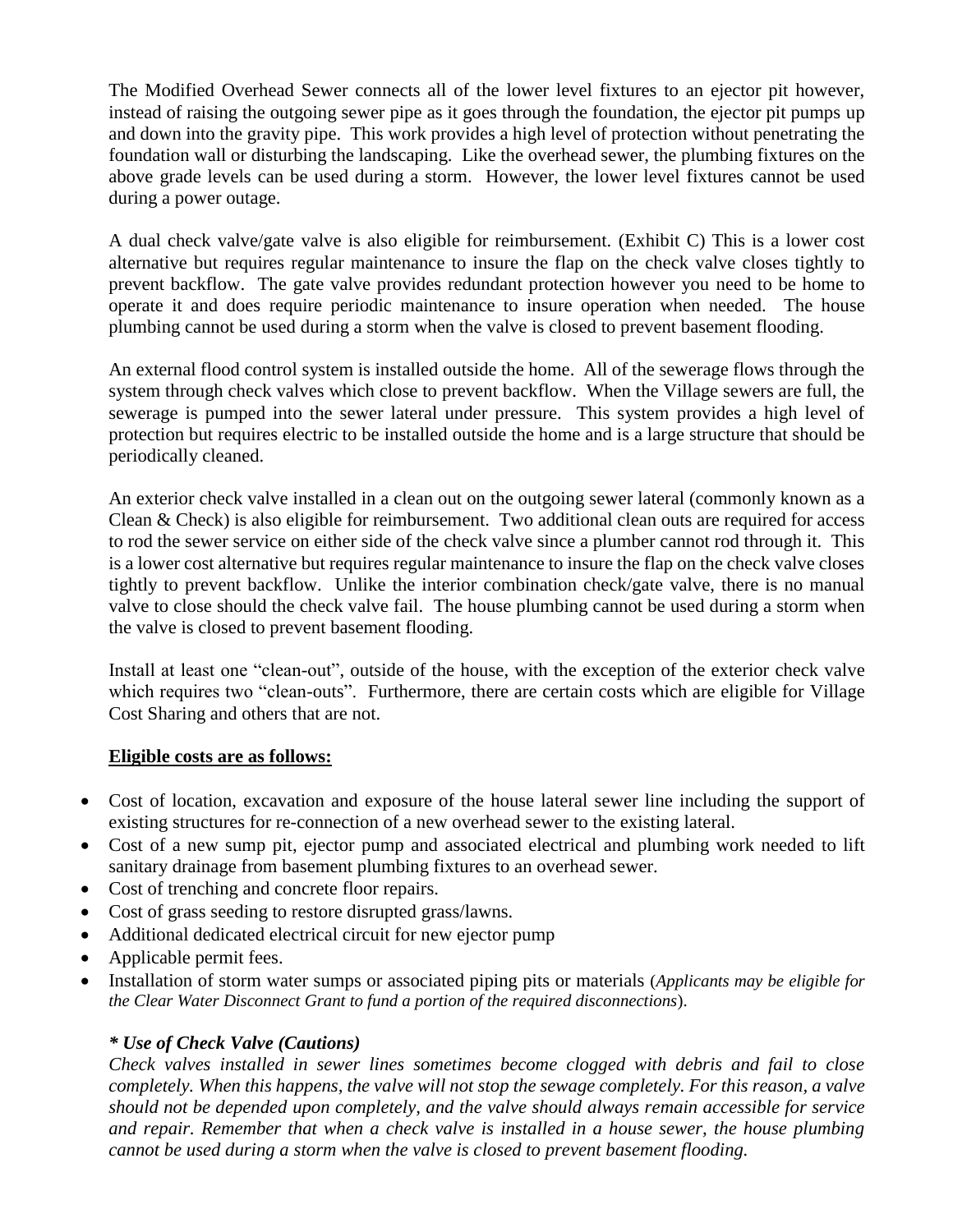The Modified Overhead Sewer connects all of the lower level fixtures to an ejector pit however, instead of raising the outgoing sewer pipe as it goes through the foundation, the ejector pit pumps up and down into the gravity pipe. This work provides a high level of protection without penetrating the foundation wall or disturbing the landscaping. Like the overhead sewer, the plumbing fixtures on the above grade levels can be used during a storm. However, the lower level fixtures cannot be used during a power outage.

A dual check valve/gate valve is also eligible for reimbursement. (Exhibit C) This is a lower cost alternative but requires regular maintenance to insure the flap on the check valve closes tightly to prevent backflow. The gate valve provides redundant protection however you need to be home to operate it and does require periodic maintenance to insure operation when needed. The house plumbing cannot be used during a storm when the valve is closed to prevent basement flooding.

An external flood control system is installed outside the home. All of the sewerage flows through the system through check valves which close to prevent backflow. When the Village sewers are full, the sewerage is pumped into the sewer lateral under pressure. This system provides a high level of protection but requires electric to be installed outside the home and is a large structure that should be periodically cleaned.

An exterior check valve installed in a clean out on the outgoing sewer lateral (commonly known as a Clean & Check) is also eligible for reimbursement. Two additional clean outs are required for access to rod the sewer service on either side of the check valve since a plumber cannot rod through it. This is a lower cost alternative but requires regular maintenance to insure the flap on the check valve closes tightly to prevent backflow. Unlike the interior combination check/gate valve, there is no manual valve to close should the check valve fail. The house plumbing cannot be used during a storm when the valve is closed to prevent basement flooding.

Install at least one "clean-out", outside of the house, with the exception of the exterior check valve which requires two "clean-outs". Furthermore, there are certain costs which are eligible for Village Cost Sharing and others that are not.

**Eligible costs are as follows:**

- Cost of location, excavation and exposure of the house lateral sewer line including the support of existing structures for re-connection of a new overhead sewer to the existing lateral.
- Cost of a new sump pit, ejector pump and associated electrical and plumbing work needed to lift sanitary drainage from basement plumbing fixtures to an overhead sewer.
- Cost of trenching and concrete floor repairs.
- Cost of grass seeding to restore disrupted grass/lawns.
- Additional dedicated electrical circuit for new ejector pump
- Applicable permit fees.
- Installation of storm water sumps or associated piping pits or materials (*Applicants may be eligible for the Clear Water Disconnect Grant to fund a portion of the required disconnections*).

***\* Use of Check Valve (Cautions)***

*Check valves installed in sewer lines sometimes become clogged with debris and fail to close completely. When this happens, the valve will not stop the sewage completely. For this reason, a valve should not be depended upon completely, and the valve should always remain accessible for service and repair. Remember that when a check valve is installed in a house sewer, the house plumbing cannot be used during a storm when the valve is closed to prevent basement flooding.*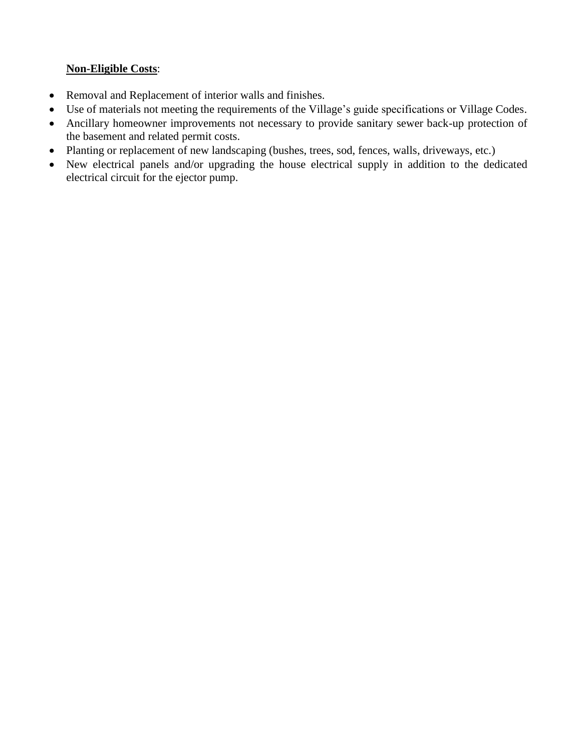**Non-Eligible Costs**:

- Removal and Replacement of interior walls and finishes.
- Use of materials not meeting the requirements of the Village's guide specifications or Village Codes.
- Ancillary homeowner improvements not necessary to provide sanitary sewer back-up protection of the basement and related permit costs.
- Planting or replacement of new landscaping (bushes, trees, sod, fences, walls, driveways, etc.)
- New electrical panels and/or upgrading the house electrical supply in addition to the dedicated electrical circuit for the ejector pump.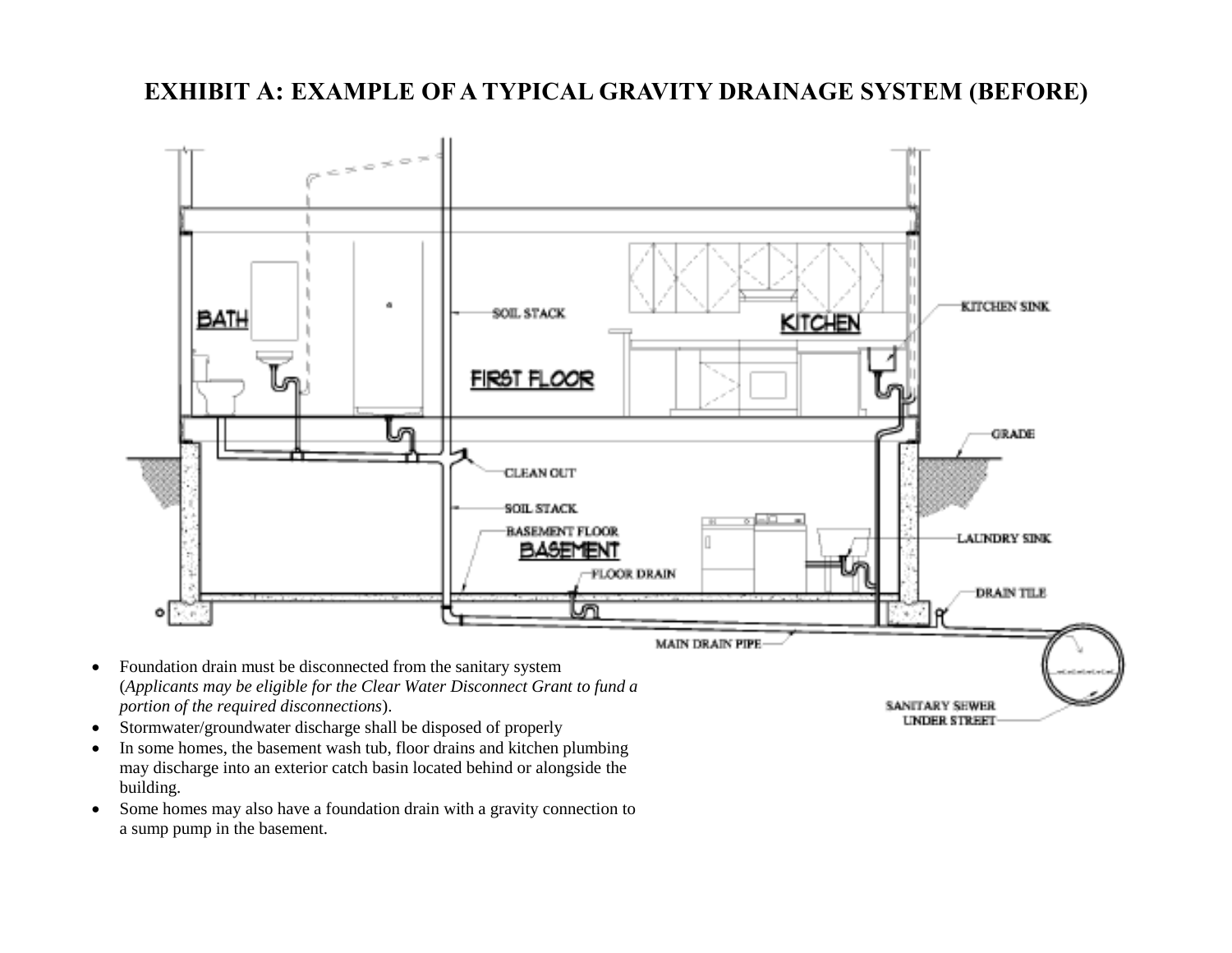# EXHIBIT A: EXAMPLE OF A TYPICAL GRAVITY DRAINAGE SYSTEM (BEFORE)

- Foundation drain must be disconnected from the sanitary system (*Applicants may be eligible for the Clear Water Disconnect Grant to fund a portion of the required disconnections*).
- Stormwater/groundwater discharge shall be disposed of properly
- In some homes, the basement wash tub, floor drains and kitchen plumbing may discharge into an exterior catch basin located behind or alongside the building.
- Some homes may also have a foundation drain with a gravity connection to a sump pump in the basement.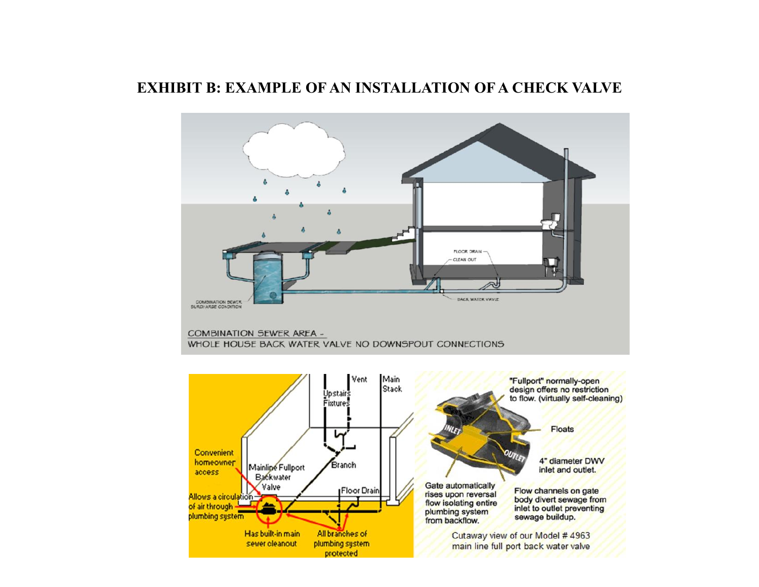# EXHIBIT B: EXAMPLE OF AN INSTALLATION OF A CHECK VALVE

FLOOR DRAIN

CLEAN OUT

COMBINATION SEWER SURCHARGE CONDITION

BACK WATER VAVLE

COMBINATION SEWER AREA -
WHOLE HOUSE BACK WATER VALVE NO DOWNSPOUT CONNECTIONS

Vent

Main Stack

Upstairs Fixtures

Branch

Convenient homeowner access

Mainline Fullport Backwater Valve

Floor Drain

Allows a circulation of air through plumbing system

Has built-in main sewer cleanout

All branches of plumbing system protected

"Fullport" normally-open design offers no restriction to flow. (virtually self-cleaning)

INLET

OUTLET

Floats

4" diameter DWV inlet and outlet.

Gate automatically rises upon reversal flow isolating entire plumbing system from backflow.

Flow channels on gate body divert sewage from inlet to outlet preventing sewage buildup.

Cutaway view of our Model # 4963 main line full port back water valve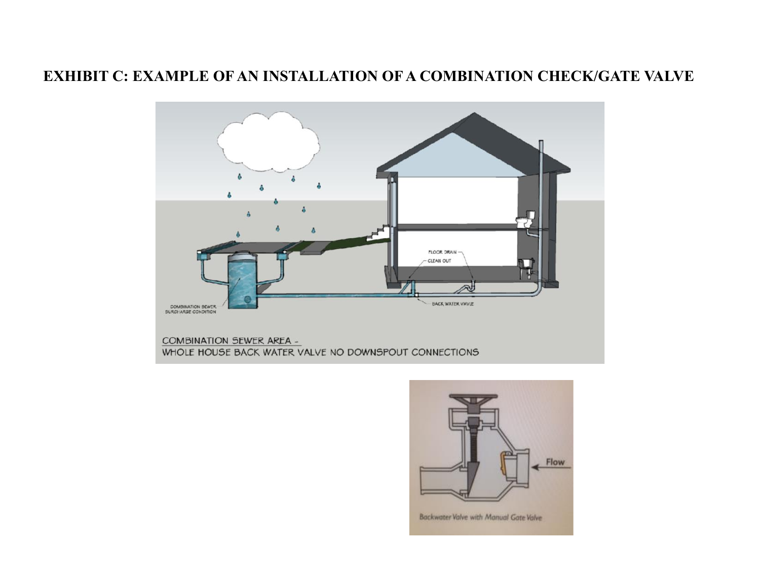# EXHIBIT C: EXAMPLE OF AN INSTALLATION OF A COMBINATION CHECK/GATE VALVE

COMBINATION SEWER AREA -
WHOLE HOUSE BACK WATER VALVE NO DOWNSPOUT CONNECTIONS

Backwater Valve with Manual Gate Valve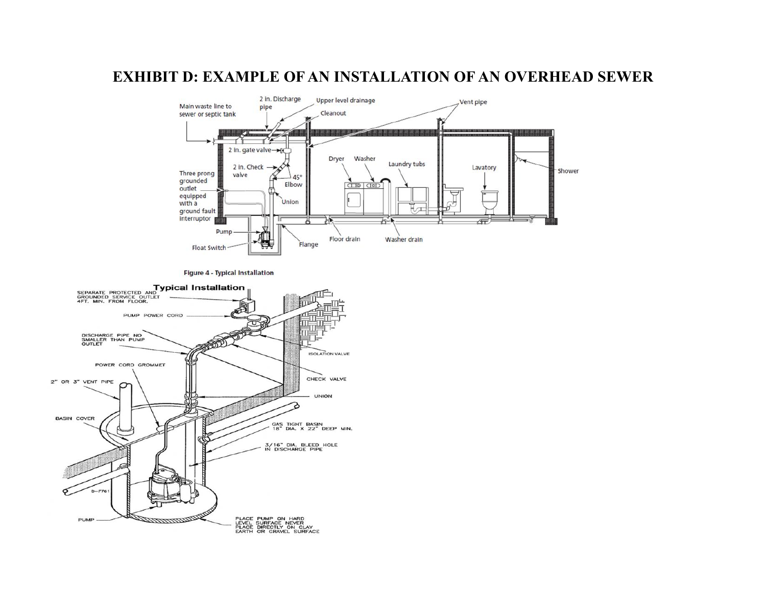# EXHIBIT D: EXAMPLE OF AN INSTALLATION OF AN OVERHEAD SEWER

Main waste line to sewer or septic tank

2 in. Discharge pipe

Upper level drainage

Cleanout

Vent pipe

2 in. gate valve

2 in. Check valve

45° Elbow

Union

Three prong grounded outlet equipped with a ground fault interruptor

Pump

Float Switch

Flange

Floor drain

Washer drain

Dryer

Washer

Laundry tubs

Lavatory

Shower

Figure 4 - Typical Installation

Typical Installation

SEPARATE PROTECTED AND GROUNDED SERVICE OUTLET 4FT. MIN. FROM FLOOR.

PUMP POWER CORD

DISCHARGE PIPE NO SMALLER THAN PUMP OUTLET

POWER CORD GROMMET

2" OR 3" VENT PIPE

BASIN COVER

ISOLATION VALVE

CHECK VALVE

UNION

GAS TIGHT BASIN 18" DIA. X 22" DEEP MIN.

3/16" DIA. BLEED HOLE IN DISCHARGE PIPE

D-F761

PUMP

PLACE PUMP ON HARD LEVEL SURFACE NEVER PLACE DIRECTLY ON CLAY EARTH OR GRAVEL SURFACE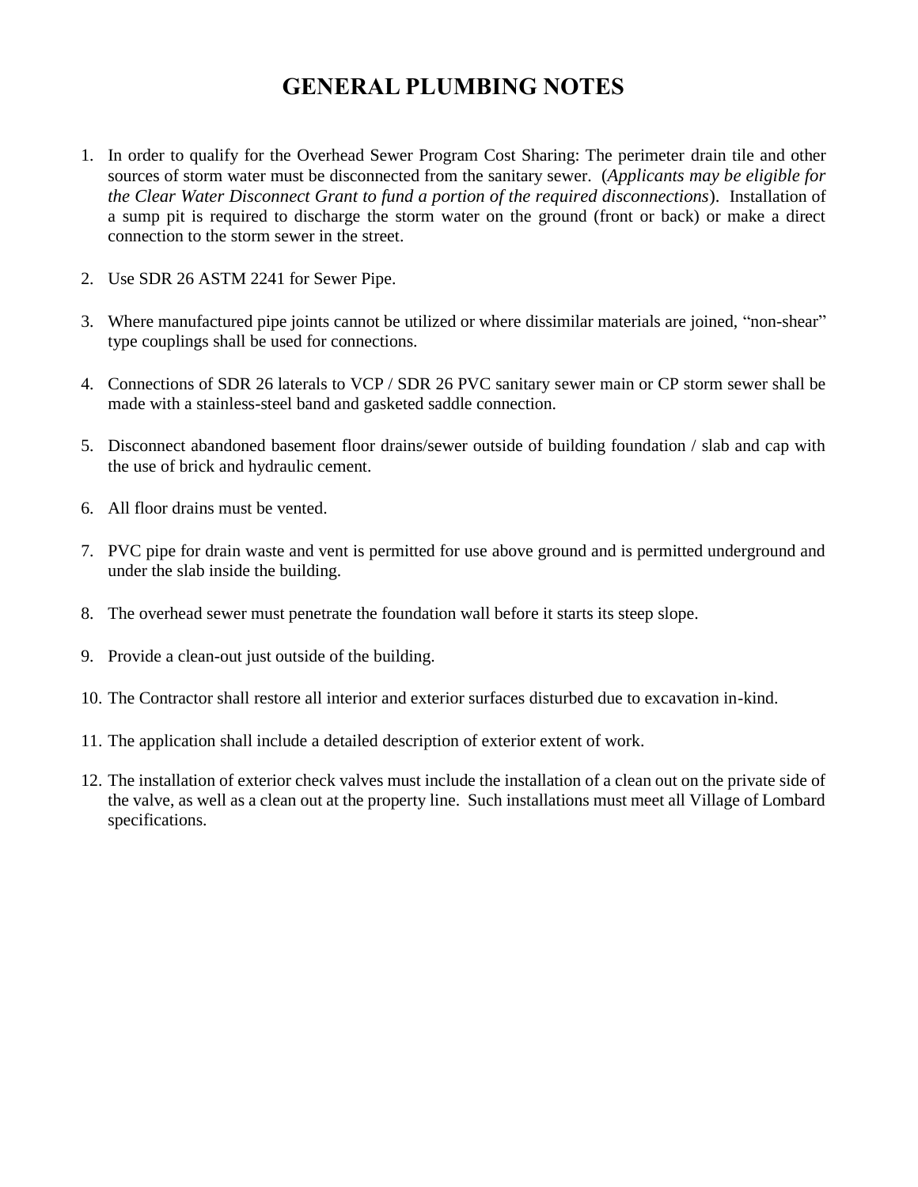# GENERAL PLUMBING NOTES

1. In order to qualify for the Overhead Sewer Program Cost Sharing: The perimeter drain tile and other sources of storm water must be disconnected from the sanitary sewer. (*Applicants may be eligible for the Clear Water Disconnect Grant to fund a portion of the required disconnections*). Installation of a sump pit is required to discharge the storm water on the ground (front or back) or make a direct connection to the storm sewer in the street.

2. Use SDR 26 ASTM 2241 for Sewer Pipe.

3. Where manufactured pipe joints cannot be utilized or where dissimilar materials are joined, "non-shear" type couplings shall be used for connections.

4. Connections of SDR 26 laterals to VCP / SDR 26 PVC sanitary sewer main or CP storm sewer shall be made with a stainless-steel band and gasketed saddle connection.

5. Disconnect abandoned basement floor drains/sewer outside of building foundation / slab and cap with the use of brick and hydraulic cement.

6. All floor drains must be vented.

7. PVC pipe for drain waste and vent is permitted for use above ground and is permitted underground and under the slab inside the building.

8. The overhead sewer must penetrate the foundation wall before it starts its steep slope.

9. Provide a clean-out just outside of the building.

10. The Contractor shall restore all interior and exterior surfaces disturbed due to excavation in-kind.

11. The application shall include a detailed description of exterior extent of work.

12. The installation of exterior check valves must include the installation of a clean out on the private side of the valve, as well as a clean out at the property line. Such installations must meet all Village of Lombard specifications.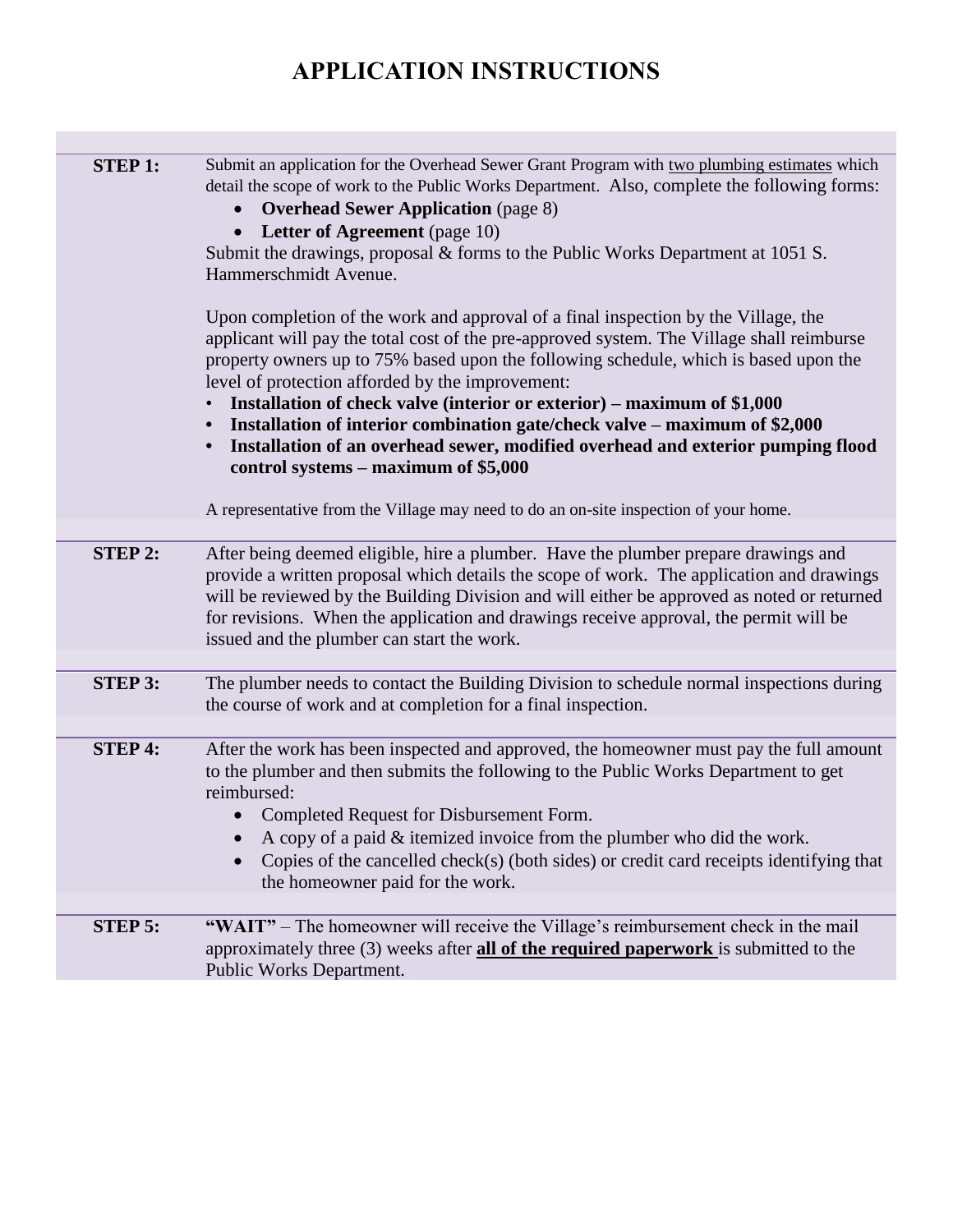# APPLICATION INSTRUCTIONS

**STEP 1:** Submit an application for the Overhead Sewer Grant Program with two plumbing estimates which detail the scope of work to the Public Works Department. Also, complete the following forms:

- **Overhead Sewer Application** (page 8)
- **Letter of Agreement** (page 10)

Submit the drawings, proposal & forms to the Public Works Department at 1051 S. Hammerschmidt Avenue.

Upon completion of the work and approval of a final inspection by the Village, the applicant will pay the total cost of the pre-approved system. The Village shall reimburse property owners up to 75% based upon the following schedule, which is based upon the level of protection afforded by the improvement:

- **Installation of check valve (interior or exterior) – maximum of $1,000**
- **Installation of interior combination gate/check valve – maximum of $2,000**
- **Installation of an overhead sewer, modified overhead and exterior pumping flood control systems – maximum of $5,000**

A representative from the Village may need to do an on-site inspection of your home.

**STEP 2:** After being deemed eligible, hire a plumber. Have the plumber prepare drawings and provide a written proposal which details the scope of work. The application and drawings will be reviewed by the Building Division and will either be approved as noted or returned for revisions. When the application and drawings receive approval, the permit will be issued and the plumber can start the work.

**STEP 3:** The plumber needs to contact the Building Division to schedule normal inspections during the course of work and at completion for a final inspection.

**STEP 4:** After the work has been inspected and approved, the homeowner must pay the full amount to the plumber and then submits the following to the Public Works Department to get reimbursed:

- Completed Request for Disbursement Form.
- A copy of a paid & itemized invoice from the plumber who did the work.
- Copies of the cancelled check(s) (both sides) or credit card receipts identifying that the homeowner paid for the work.

**STEP 5:** **"WAIT"** – The homeowner will receive the Village's reimbursement check in the mail approximately three (3) weeks after **all of the required paperwork** is submitted to the Public Works Department.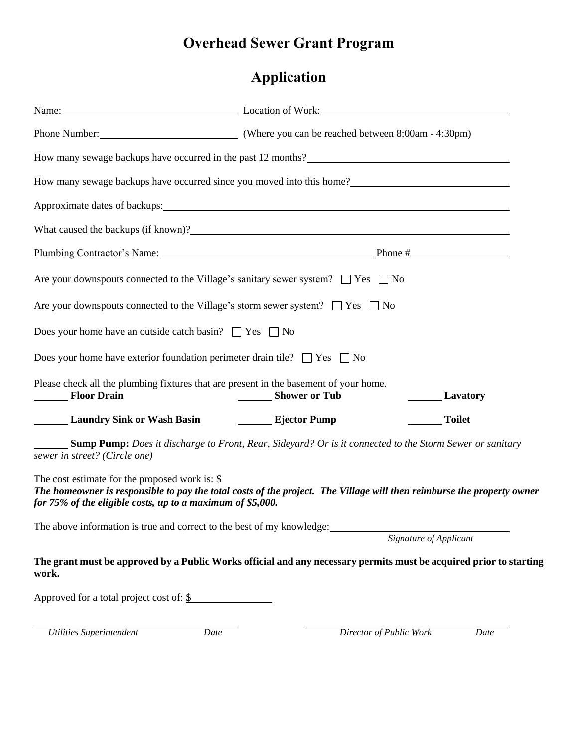# Overhead Sewer Grant Program

## Application

Name: \_\_\_\_\_\_\_\_\_\_\_\_\_\_\_\_\_\_\_\_ Location of Work: \_\_\_\_\_\_\_\_\_\_\_\_\_\_\_\_\_\_\_\_

Phone Number: \_\_\_\_\_\_\_\_\_\_\_\_\_\_\_\_\_\_\_\_ (Where you can be reached between 8:00am - 4:30pm)

How many sewage backups have occurred in the past 12 months? \_\_\_\_\_\_\_\_\_\_\_\_\_\_\_\_\_\_\_\_

How many sewage backups have occurred since you moved into this home? \_\_\_\_\_\_\_\_\_\_\_\_\_\_\_\_\_\_\_\_

Approximate dates of backups: \_\_\_\_\_\_\_\_\_\_\_\_\_\_\_\_\_\_\_\_

What caused the backups (if known)? \_\_\_\_\_\_\_\_\_\_\_\_\_\_\_\_\_\_\_\_

Plumbing Contractor's Name: \_\_\_\_\_\_\_\_\_\_\_\_\_\_\_\_\_\_\_\_ Phone # \_\_\_\_\_\_\_\_\_\_\_\_\_\_\_\_\_\_\_\_

Are your downspouts connected to the Village's sanitary sewer system? ☐ Yes ☐ No

Are your downspouts connected to the Village's storm sewer system? ☐ Yes ☐ No

Does your home have an outside catch basin? ☐ Yes ☐ No

Does your home have exterior foundation perimeter drain tile? ☐ Yes ☐ No

Please check all the plumbing fixtures that are present in the basement of your home.

\_\_\_\_\_\_ **Floor Drain** \_\_\_\_\_\_ **Shower or Tub** \_\_\_\_\_\_ **Lavatory**

\_\_\_\_\_\_ **Laundry Sink or Wash Basin** \_\_\_\_\_\_ **Ejector Pump** \_\_\_\_\_\_ **Toilet**

\_\_\_\_\_\_ **Sump Pump:** *Does it discharge to Front, Rear, Sideyard? Or is it connected to the Storm Sewer or sanitary sewer in street? (Circle one)*

The cost estimate for the proposed work is: $\_\_\_\_\_\_\_\_\_\_\_\_\_\_\_\_\_\_\_\_

***The homeowner is responsible to pay the total costs of the project. The Village will then reimburse the property owner for 75% of the eligible costs, up to a maximum of $5,000.***

The above information is true and correct to the best of my knowledge: \_\_\_\_\_\_\_\_\_\_\_\_\_\_\_\_\_\_\_\_

*Signature of Applicant*

**The grant must be approved by a Public Works official and any necessary permits must be acquired prior to starting work.**

Approved for a total project cost of: $\_\_\_\_\_\_\_\_\_\_\_\_\_\_\_\_\_\_\_\_

\_\_\_\_\_\_\_\_\_\_\_\_\_\_\_\_\_\_\_\_ \_\_\_\_\_\_\_\_\_\_\_\_\_\_\_\_\_\_\_\_

*Utilities Superintendent* *Date* *Director of Public Work* *Date*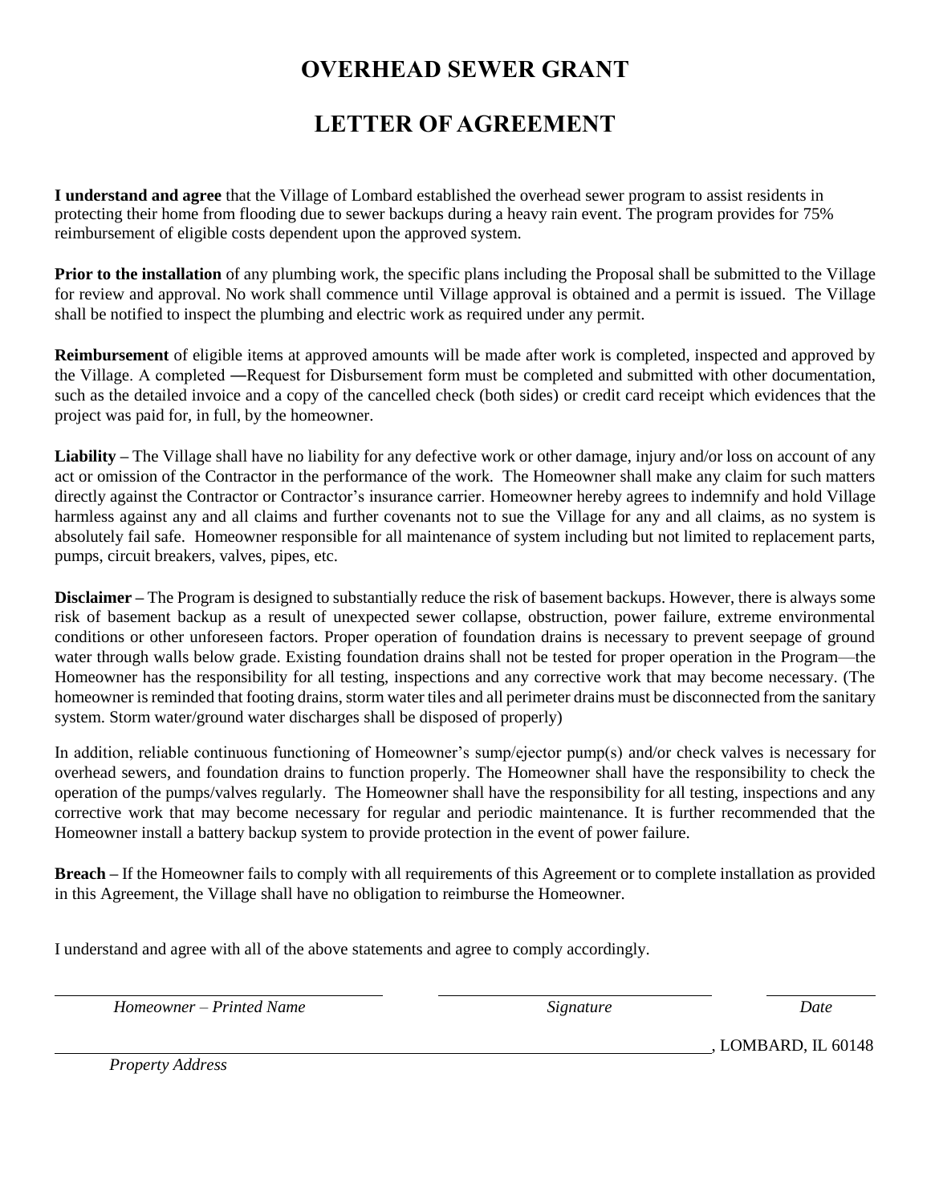# OVERHEAD SEWER GRANT

# LETTER OF AGREEMENT

**I understand and agree** that the Village of Lombard established the overhead sewer program to assist residents in protecting their home from flooding due to sewer backups during a heavy rain event. The program provides for 75% reimbursement of eligible costs dependent upon the approved system.

**Prior to the installation** of any plumbing work, the specific plans including the Proposal shall be submitted to the Village for review and approval. No work shall commence until Village approval is obtained and a permit is issued. The Village shall be notified to inspect the plumbing and electric work as required under any permit.

**Reimbursement** of eligible items at approved amounts will be made after work is completed, inspected and approved by the Village. A completed ―Request for Disbursement form must be completed and submitted with other documentation, such as the detailed invoice and a copy of the cancelled check (both sides) or credit card receipt which evidences that the project was paid for, in full, by the homeowner.

**Liability –** The Village shall have no liability for any defective work or other damage, injury and/or loss on account of any act or omission of the Contractor in the performance of the work. The Homeowner shall make any claim for such matters directly against the Contractor or Contractor's insurance carrier. Homeowner hereby agrees to indemnify and hold Village harmless against any and all claims and further covenants not to sue the Village for any and all claims, as no system is absolutely fail safe. Homeowner responsible for all maintenance of system including but not limited to replacement parts, pumps, circuit breakers, valves, pipes, etc.

**Disclaimer –** The Program is designed to substantially reduce the risk of basement backups. However, there is always some risk of basement backup as a result of unexpected sewer collapse, obstruction, power failure, extreme environmental conditions or other unforeseen factors. Proper operation of foundation drains is necessary to prevent seepage of ground water through walls below grade. Existing foundation drains shall not be tested for proper operation in the Program—the Homeowner has the responsibility for all testing, inspections and any corrective work that may become necessary. (The homeowner is reminded that footing drains, storm water tiles and all perimeter drains must be disconnected from the sanitary system. Storm water/ground water discharges shall be disposed of properly)

In addition, reliable continuous functioning of Homeowner's sump/ejector pump(s) and/or check valves is necessary for overhead sewers, and foundation drains to function properly. The Homeowner shall have the responsibility to check the operation of the pumps/valves regularly. The Homeowner shall have the responsibility for all testing, inspections and any corrective work that may become necessary for regular and periodic maintenance. It is further recommended that the Homeowner install a battery backup system to provide protection in the event of power failure.

**Breach –** If the Homeowner fails to comply with all requirements of this Agreement or to complete installation as provided in this Agreement, the Village shall have no obligation to reimburse the Homeowner.

I understand and agree with all of the above statements and agree to comply accordingly.

______________________________ ______________________________ ____________

*Homeowner – Printed Name* *Signature* *Date*

______________________________________________________________, LOMBARD, IL 60148

*Property Address*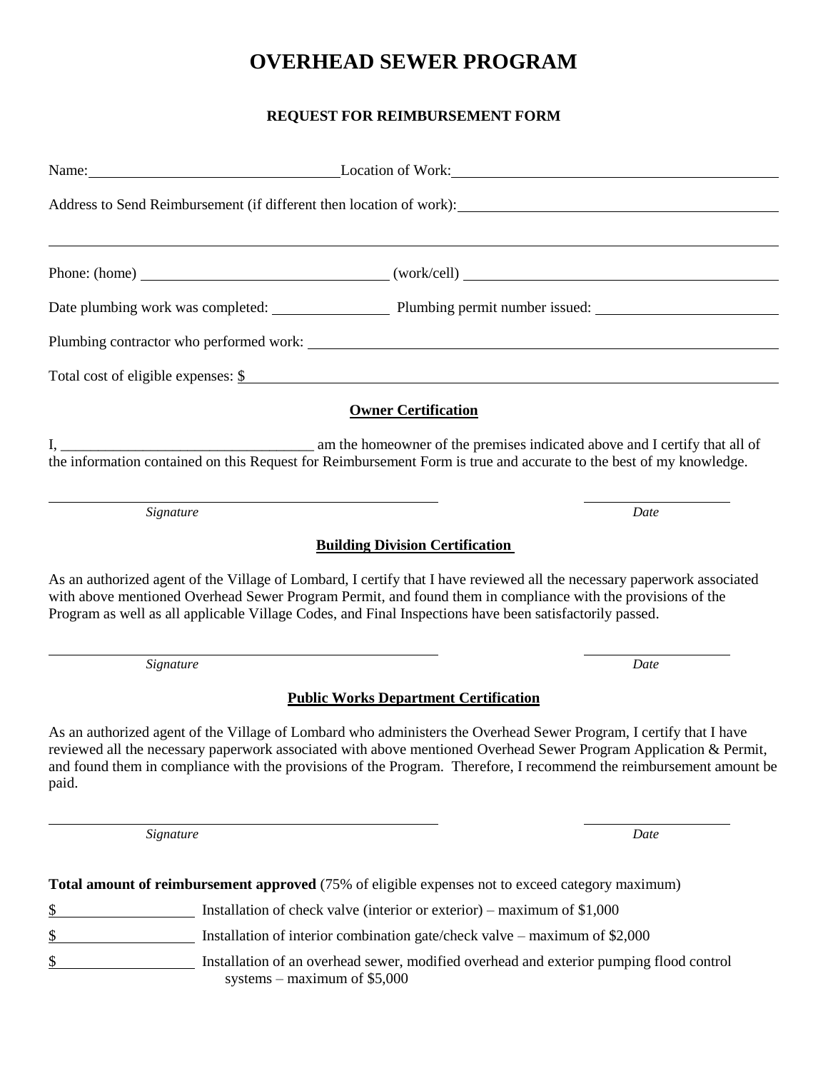# OVERHEAD SEWER PROGRAM

### REQUEST FOR REIMBURSEMENT FORM

Name: ______________________________ Location of Work: ______________________________________

Address to Send Reimbursement (if different then location of work): ______________________________

_____________________________________________________________________________

Phone: (home) ______________________________ (work/cell) ______________________________

Date plumbing work was completed: ______________ Plumbing permit number issued: ______________

Plumbing contractor who performed work: ______________________________________________

Total cost of eligible expenses: $ _____________________________________________________

**Owner Certification**

I, ______________________________ am the homeowner of the premises indicated above and I certify that all of the information contained on this Request for Reimbursement Form is true and accurate to the best of my knowledge.

______________________________________________ ____________________

*Signature* *Date*

**Building Division Certification**

As an authorized agent of the Village of Lombard, I certify that I have reviewed all the necessary paperwork associated with above mentioned Overhead Sewer Program Permit, and found them in compliance with the provisions of the Program as well as all applicable Village Codes, and Final Inspections have been satisfactorily passed.

______________________________________________ ____________________

*Signature* *Date*

**Public Works Department Certification**

As an authorized agent of the Village of Lombard who administers the Overhead Sewer Program, I certify that I have reviewed all the necessary paperwork associated with above mentioned Overhead Sewer Program Application & Permit, and found them in compliance with the provisions of the Program. Therefore, I recommend the reimbursement amount be paid.

______________________________________________ ____________________

*Signature* *Date*

**Total amount of reimbursement approved** (75% of eligible expenses not to exceed category maximum)

$ ________________ Installation of check valve (interior or exterior) – maximum of $1,000

$ ________________ Installation of interior combination gate/check valve – maximum of $2,000

$ ________________ Installation of an overhead sewer, modified overhead and exterior pumping flood control systems – maximum of $5,000